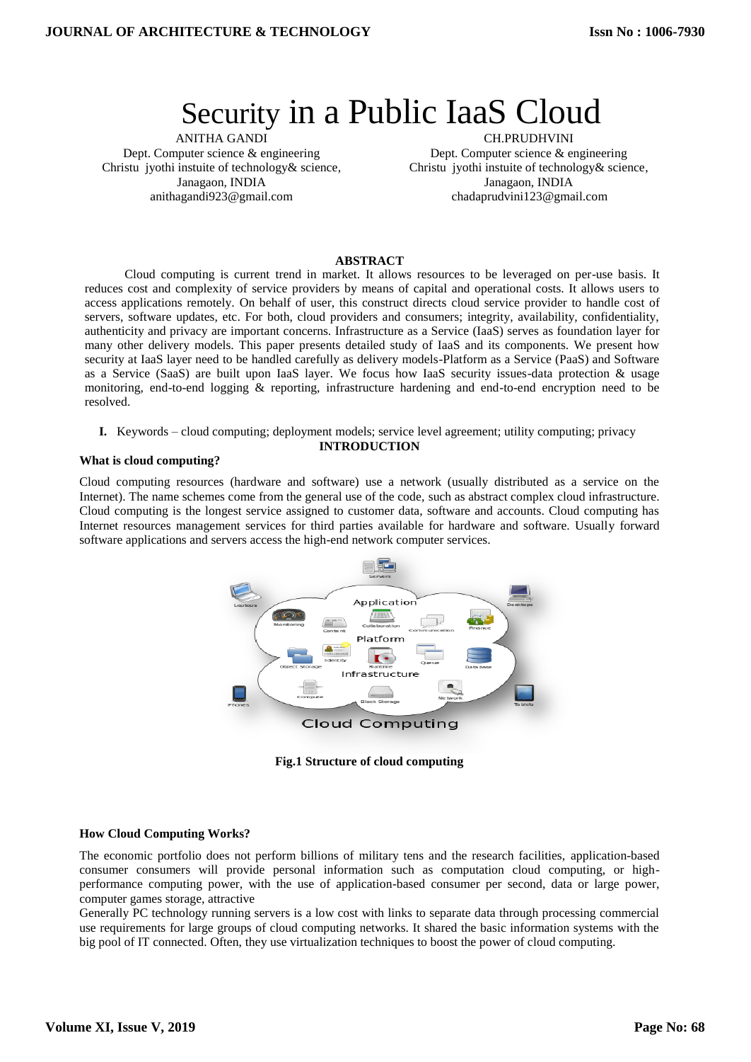# Security in a Public IaaS Cloud

ANITHA GANDI
Dept. Computer science & engineering
Christu jyothi instuite of technology& science,
Janagaon, INDIA
anithagandi923@gmail.com

CH.PRUDHVINI
Dept. Computer science & engineering
Christu jyothi instuite of technology& science,
Janagaon, INDIA
chadaprudvini123@gmail.com

## ABSTRACT

Cloud computing is current trend in market. It allows resources to be leveraged on per-use basis. It reduces cost and complexity of service providers by means of capital and operational costs. It allows users to access applications remotely. On behalf of user, this construct directs cloud service provider to handle cost of servers, software updates, etc. For both, cloud providers and consumers; integrity, availability, confidentiality, authenticity and privacy are important concerns. Infrastructure as a Service (IaaS) serves as foundation layer for many other delivery models. This paper presents detailed study of IaaS and its components. We present how security at IaaS layer need to be handled carefully as delivery models-Platform as a Service (PaaS) and Software as a Service (SaaS) are built upon IaaS layer. We focus how IaaS security issues-data protection & usage monitoring, end-to-end logging & reporting, infrastructure hardening and end-to-end encryption need to be resolved.

**I.** Keywords – cloud computing; deployment models; service level agreement; utility computing; privacy

## INTRODUCTION

### What is cloud computing?

Cloud computing resources (hardware and software) use a network (usually distributed as a service on the Internet). The name schemes come from the general use of the code, such as abstract complex cloud infrastructure. Cloud computing is the longest service assigned to customer data, software and accounts. Cloud computing has Internet resources management services for third parties available for hardware and software. Usually forward software applications and servers access the high-end network computer services.

**Fig.1 Structure of cloud computing**

### How Cloud Computing Works?

The economic portfolio does not perform billions of military tens and the research facilities, application-based consumer consumers will provide personal information such as computation cloud computing, or high-performance computing power, with the use of application-based consumer per second, data or large power, computer games storage, attractive

Generally PC technology running servers is a low cost with links to separate data through processing commercial use requirements for large groups of cloud computing networks. It shared the basic information systems with the big pool of IT connected. Often, they use virtualization techniques to boost the power of cloud computing.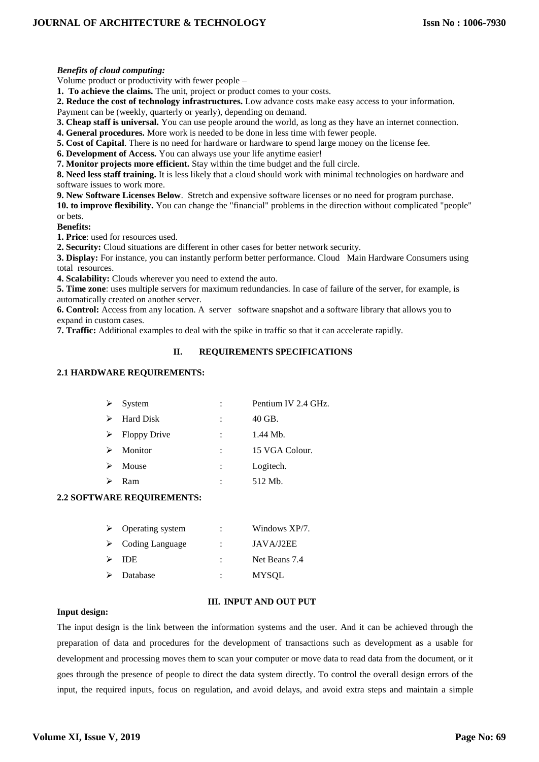***Benefits of cloud computing:***

Volume product or productivity with fewer people –

**1. To achieve the claims.** The unit, project or product comes to your costs.

**2. Reduce the cost of technology infrastructures.** Low advance costs make easy access to your information. Payment can be (weekly, quarterly or yearly), depending on demand.

**3. Cheap staff is universal.** You can use people around the world, as long as they have an internet connection.

**4. General procedures.** More work is needed to be done in less time with fewer people.

**5. Cost of Capital**. There is no need for hardware or hardware to spend large money on the license fee.

**6. Development of Access.** You can always use your life anytime easier!

**7. Monitor projects more efficient.** Stay within the time budget and the full circle.

**8. Need less staff training.** It is less likely that a cloud should work with minimal technologies on hardware and software issues to work more.

**9. New Software Licenses Below**. Stretch and expensive software licenses or no need for program purchase.

**10. to improve flexibility.** You can change the "financial" problems in the direction without complicated "people" or bets.

**Benefits:**

**1. Price**: used for resources used.

**2. Security:** Cloud situations are different in other cases for better network security.

**3. Display:** For instance, you can instantly perform better performance. Cloud Main Hardware Consumers using total resources.

**4. Scalability:** Clouds wherever you need to extend the auto.

**5. Time zone**: uses multiple servers for maximum redundancies. In case of failure of the server, for example, is automatically created on another server.

**6. Control:** Access from any location. A server software snapshot and a software library that allows you to expand in custom cases.

**7. Traffic:** Additional examples to deal with the spike in traffic so that it can accelerate rapidly.

## II. REQUIREMENTS SPECIFICATIONS

### 2.1 HARDWARE REQUIREMENTS:

- System : Pentium IV 2.4 GHz.
- Hard Disk : 40 GB.
- Floppy Drive : 1.44 Mb.
- Monitor : 15 VGA Colour.
- Mouse : Logitech.
- Ram : 512 Mb.

### 2.2 SOFTWARE REQUIREMENTS:

- Operating system : Windows XP/7.
- Coding Language : JAVA/J2EE
- IDE : Net Beans 7.4
- Database : MYSQL

## III. INPUT AND OUT PUT

**Input design:**

The input design is the link between the information systems and the user. And it can be achieved through the preparation of data and procedures for the development of transactions such as development as a usable for development and processing moves them to scan your computer or move data to read data from the document, or it goes through the presence of people to direct the data system directly. To control the overall design errors of the input, the required inputs, focus on regulation, and avoid delays, and avoid extra steps and maintain a simple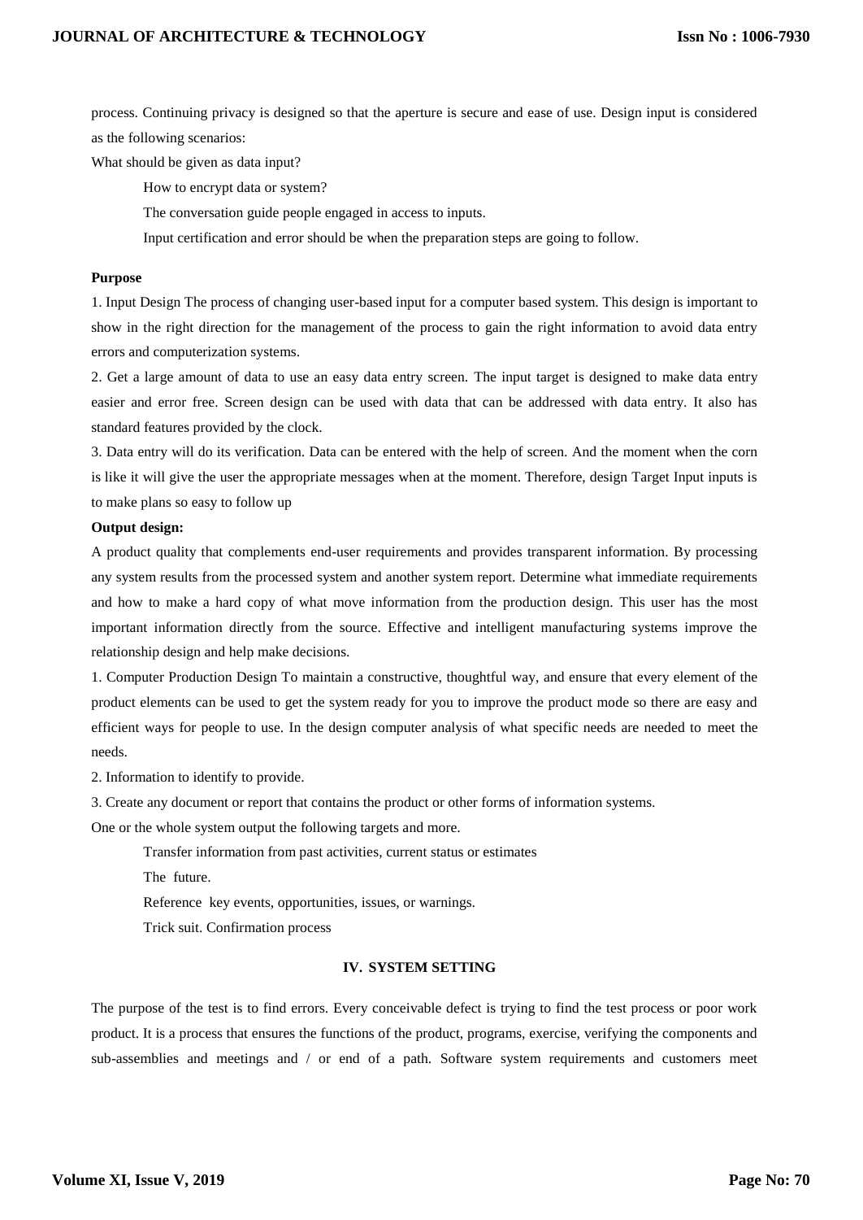process. Continuing privacy is designed so that the aperture is secure and ease of use. Design input is considered as the following scenarios:

What should be given as data input?

How to encrypt data or system?

The conversation guide people engaged in access to inputs.

Input certification and error should be when the preparation steps are going to follow.

**Purpose**

1. Input Design The process of changing user-based input for a computer based system. This design is important to show in the right direction for the management of the process to gain the right information to avoid data entry errors and computerization systems.

2. Get a large amount of data to use an easy data entry screen. The input target is designed to make data entry easier and error free. Screen design can be used with data that can be addressed with data entry. It also has standard features provided by the clock.

3. Data entry will do its verification. Data can be entered with the help of screen. And the moment when the corn is like it will give the user the appropriate messages when at the moment. Therefore, design Target Input inputs is to make plans so easy to follow up

**Output design:**

A product quality that complements end-user requirements and provides transparent information. By processing any system results from the processed system and another system report. Determine what immediate requirements and how to make a hard copy of what move information from the production design. This user has the most important information directly from the source. Effective and intelligent manufacturing systems improve the relationship design and help make decisions.

1. Computer Production Design To maintain a constructive, thoughtful way, and ensure that every element of the product elements can be used to get the system ready for you to improve the product mode so there are easy and efficient ways for people to use. In the design computer analysis of what specific needs are needed to meet the needs.

2. Information to identify to provide.

3. Create any document or report that contains the product or other forms of information systems.

One or the whole system output the following targets and more.

Transfer information from past activities, current status or estimates

The future.

Reference key events, opportunities, issues, or warnings.

Trick suit. Confirmation process

## IV. SYSTEM SETTING

The purpose of the test is to find errors. Every conceivable defect is trying to find the test process or poor work product. It is a process that ensures the functions of the product, programs, exercise, verifying the components and sub-assemblies and meetings and / or end of a path. Software system requirements and customers meet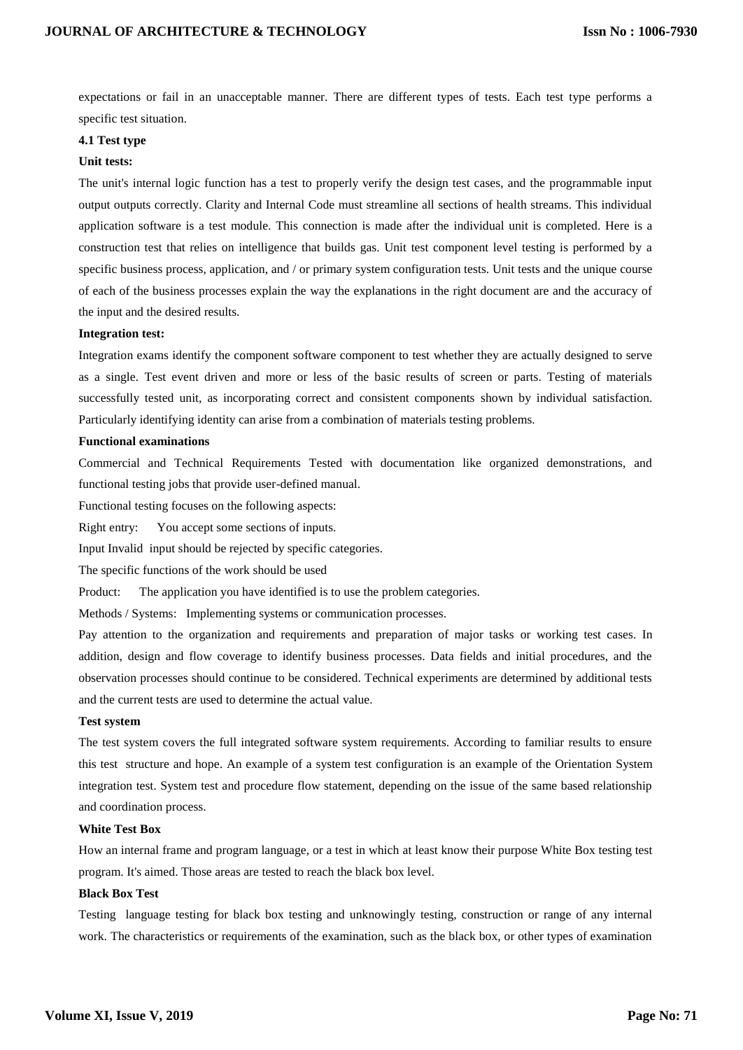expectations or fail in an unacceptable manner. There are different types of tests. Each test type performs a specific test situation.

**4.1 Test type**

**Unit tests:**

The unit's internal logic function has a test to properly verify the design test cases, and the programmable input output outputs correctly. Clarity and Internal Code must streamline all sections of health streams. This individual application software is a test module. This connection is made after the individual unit is completed. Here is a construction test that relies on intelligence that builds gas. Unit test component level testing is performed by a specific business process, application, and / or primary system configuration tests. Unit tests and the unique course of each of the business processes explain the way the explanations in the right document are and the accuracy of the input and the desired results.

**Integration test:**

Integration exams identify the component software component to test whether they are actually designed to serve as a single. Test event driven and more or less of the basic results of screen or parts. Testing of materials successfully tested unit, as incorporating correct and consistent components shown by individual satisfaction. Particularly identifying identity can arise from a combination of materials testing problems.

**Functional examinations**

Commercial and Technical Requirements Tested with documentation like organized demonstrations, and functional testing jobs that provide user-defined manual.

Functional testing focuses on the following aspects:

Right entry: You accept some sections of inputs.

Input Invalid input should be rejected by specific categories.

The specific functions of the work should be used

Product: The application you have identified is to use the problem categories.

Methods / Systems: Implementing systems or communication processes.

Pay attention to the organization and requirements and preparation of major tasks or working test cases. In addition, design and flow coverage to identify business processes. Data fields and initial procedures, and the observation processes should continue to be considered. Technical experiments are determined by additional tests and the current tests are used to determine the actual value.

**Test system**

The test system covers the full integrated software system requirements. According to familiar results to ensure this test structure and hope. An example of a system test configuration is an example of the Orientation System integration test. System test and procedure flow statement, depending on the issue of the same based relationship and coordination process.

**White Test Box**

How an internal frame and program language, or a test in which at least know their purpose White Box testing test program. It's aimed. Those areas are tested to reach the black box level.

**Black Box Test**

Testing language testing for black box testing and unknowingly testing, construction or range of any internal work. The characteristics or requirements of the examination, such as the black box, or other types of examination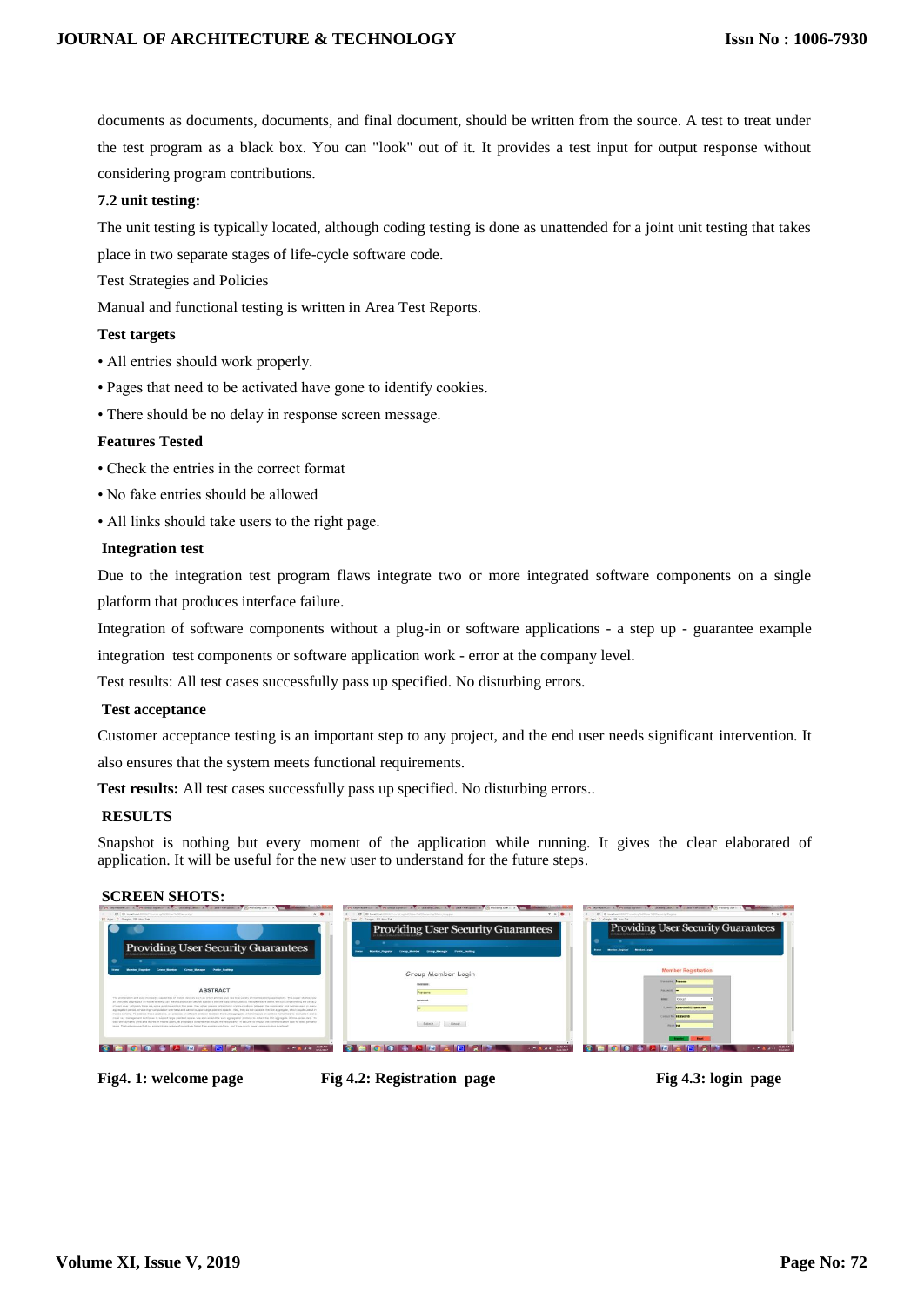documents as documents, documents, and final document, should be written from the source. A test to treat under the test program as a black box. You can "look" out of it. It provides a test input for output response without considering program contributions.

**7.2 unit testing:**

The unit testing is typically located, although coding testing is done as unattended for a joint unit testing that takes place in two separate stages of life-cycle software code.

Test Strategies and Policies

Manual and functional testing is written in Area Test Reports.

**Test targets**

- All entries should work properly.
- Pages that need to be activated have gone to identify cookies.
- There should be no delay in response screen message.

**Features Tested**

- Check the entries in the correct format
- No fake entries should be allowed
- All links should take users to the right page.

**Integration test**

Due to the integration test program flaws integrate two or more integrated software components on a single platform that produces interface failure.

Integration of software components without a plug-in or software applications - a step up - guarantee example integration test components or software application work - error at the company level.

Test results: All test cases successfully pass up specified. No disturbing errors.

**Test acceptance**

Customer acceptance testing is an important step to any project, and the end user needs significant intervention. It also ensures that the system meets functional requirements.

**Test results:** All test cases successfully pass up specified. No disturbing errors..

**RESULTS**

Snapshot is nothing but every moment of the application while running. It gives the clear elaborated of application. It will be useful for the new user to understand for the future steps.

**SCREEN SHOTS:**

**Fig4. 1: welcome page**

**Fig 4.2: Registration page**

**Fig 4.3: login page**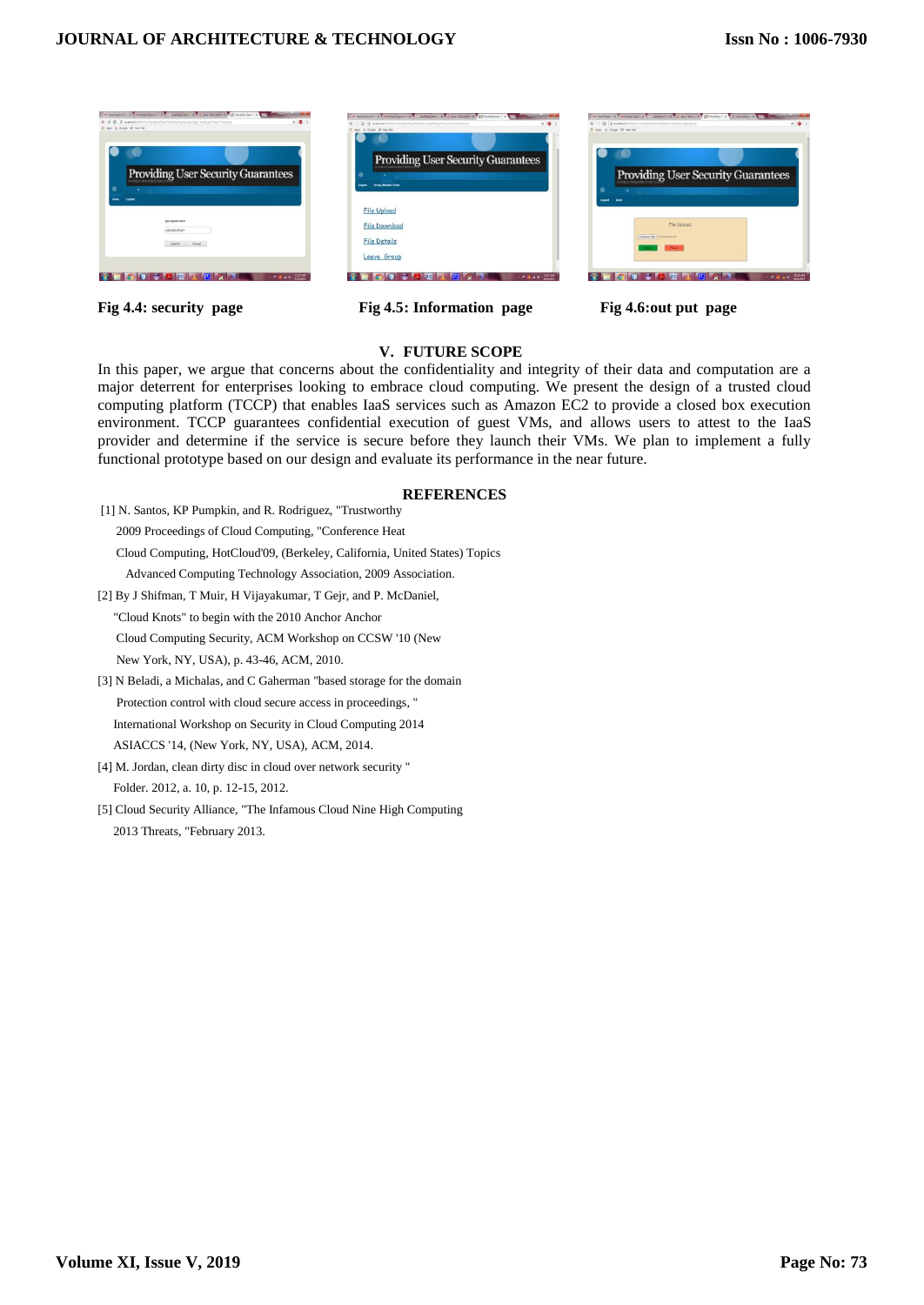Fig 4.4: security page

Fig 4.5: Information page

Fig 4.6:out put page

## V. FUTURE SCOPE

In this paper, we argue that concerns about the confidentiality and integrity of their data and computation are a major deterrent for enterprises looking to embrace cloud computing. We present the design of a trusted cloud computing platform (TCCP) that enables IaaS services such as Amazon EC2 to provide a closed box execution environment. TCCP guarantees confidential execution of guest VMs, and allows users to attest to the IaaS provider and determine if the service is secure before they launch their VMs. We plan to implement a fully functional prototype based on our design and evaluate its performance in the near future.

## REFERENCES

[1] N. Santos, KP Pumpkin, and R. Rodriguez, "Trustworthy 2009 Proceedings of Cloud Computing, "Conference Heat Cloud Computing, HotCloud'09, (Berkeley, California, United States) Topics Advanced Computing Technology Association, 2009 Association.

[2] By J Shifman, T Muir, H Vijayakumar, T Gejr, and P. McDaniel, "Cloud Knots" to begin with the 2010 Anchor Anchor Cloud Computing Security, ACM Workshop on CCSW '10 (New New York, NY, USA), p. 43-46, ACM, 2010.

[3] N Beladi, a Michalas, and C Gaherman "based storage for the domain Protection control with cloud secure access in proceedings, " International Workshop on Security in Cloud Computing 2014 ASIACCS '14, (New York, NY, USA), ACM, 2014.

[4] M. Jordan, clean dirty disc in cloud over network security " Folder. 2012, a. 10, p. 12-15, 2012.

[5] Cloud Security Alliance, "The Infamous Cloud Nine High Computing 2013 Threats, "February 2013.